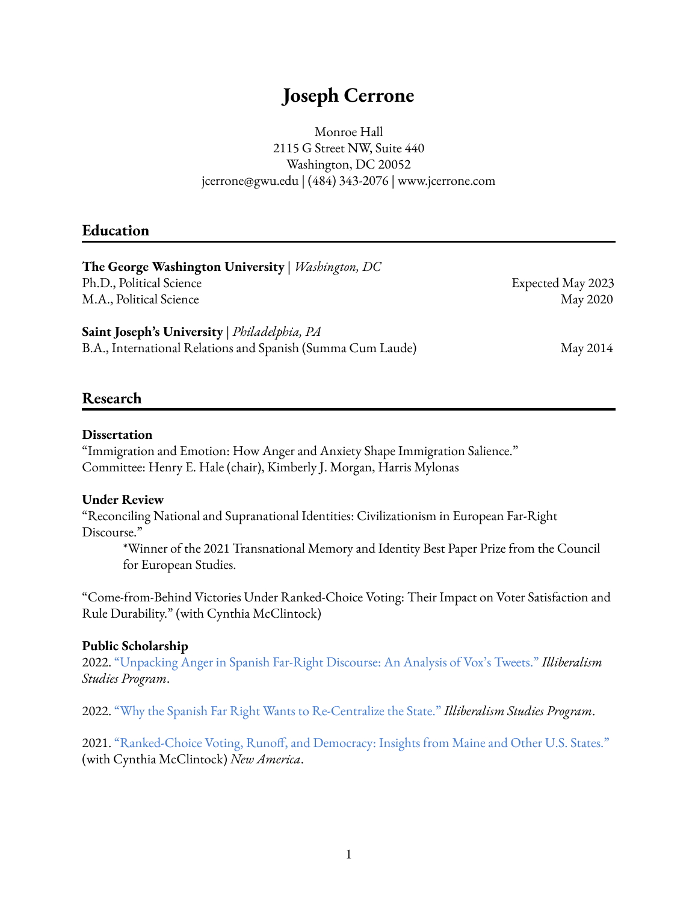# Joseph Cerrone

Monroe Hall
2115 G Street NW, Suite 440
Washington, DC 20052
jcerrone@gwu.edu | (484) 343-2076 | www.jcerrone.com

## Education

**The George Washington University** | *Washington, DC*
Ph.D., Political Science — Expected May 2023
M.A., Political Science — May 2020

**Saint Joseph's University** | *Philadelphia, PA*
B.A., International Relations and Spanish (Summa Cum Laude) — May 2014

## Research

**Dissertation**
"Immigration and Emotion: How Anger and Anxiety Shape Immigration Salience."
Committee: Henry E. Hale (chair), Kimberly J. Morgan, Harris Mylonas

**Under Review**
"Reconciling National and Supranational Identities: Civilizationism in European Far-Right Discourse."

> *Winner of the 2021 Transnational Memory and Identity Best Paper Prize from the Council for European Studies.

"Come-from-Behind Victories Under Ranked-Choice Voting: Their Impact on Voter Satisfaction and Rule Durability." (with Cynthia McClintock)

**Public Scholarship**
2022. "Unpacking Anger in Spanish Far-Right Discourse: An Analysis of Vox's Tweets." *Illiberalism Studies Program*.

2022. "Why the Spanish Far Right Wants to Re-Centralize the State." *Illiberalism Studies Program*.

2021. "Ranked-Choice Voting, Runoff, and Democracy: Insights from Maine and Other U.S. States." (with Cynthia McClintock) *New America*.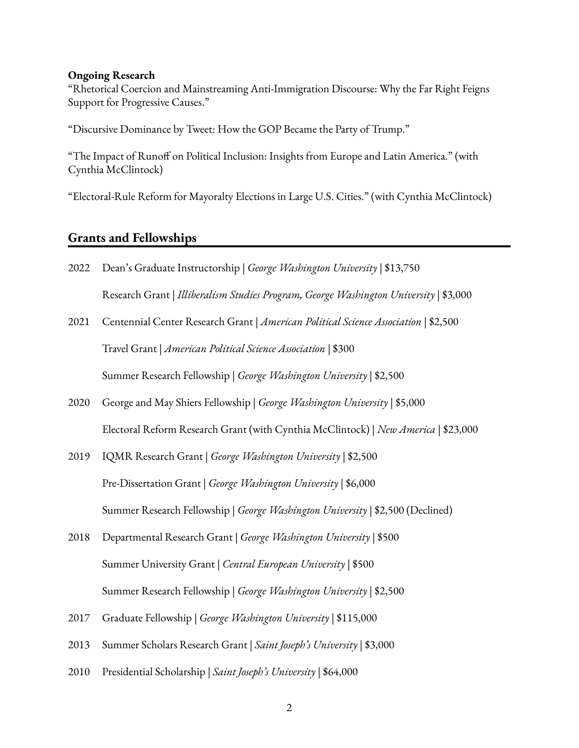**Ongoing Research**

"Rhetorical Coercion and Mainstreaming Anti-Immigration Discourse: Why the Far Right Feigns Support for Progressive Causes."

"Discursive Dominance by Tweet: How the GOP Became the Party of Trump."

"The Impact of Runoff on Political Inclusion: Insights from Europe and Latin America." (with Cynthia McClintock)

"Electoral-Rule Reform for Mayoralty Elections in Large U.S. Cities." (with Cynthia McClintock)

## Grants and Fellowships

2022 Dean's Graduate Instructorship | *George Washington University* | $13,750

Research Grant | *Illiberalism Studies Program, George Washington University* | $3,000

2021 Centennial Center Research Grant | *American Political Science Association* | $2,500

Travel Grant | *American Political Science Association* | $300

Summer Research Fellowship | *George Washington University* | $2,500

2020 George and May Shiers Fellowship | *George Washington University* | $5,000

Electoral Reform Research Grant (with Cynthia McClintock) | *New America* | $23,000

2019 IQMR Research Grant | *George Washington University* | $2,500

Pre-Dissertation Grant | *George Washington University* | $6,000

Summer Research Fellowship | *George Washington University* | $2,500 (Declined)

2018 Departmental Research Grant | *George Washington University* | $500

Summer University Grant | *Central European University* | $500

Summer Research Fellowship | *George Washington University* | $2,500

2017 Graduate Fellowship | *George Washington University* | $115,000

2013 Summer Scholars Research Grant | *Saint Joseph's University* | $3,000

2010 Presidential Scholarship | *Saint Joseph's University* | $64,000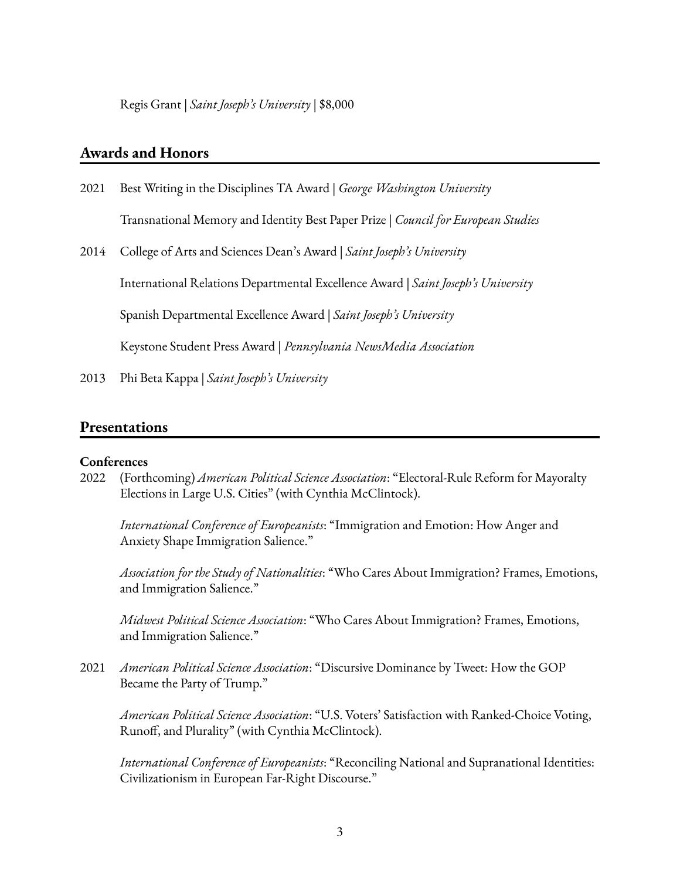Regis Grant | *Saint Joseph's University* | $8,000

## Awards and Honors

2021 Best Writing in the Disciplines TA Award | *George Washington University*

Transnational Memory and Identity Best Paper Prize | *Council for European Studies*

2014 College of Arts and Sciences Dean's Award | *Saint Joseph's University*

International Relations Departmental Excellence Award | *Saint Joseph's University*

Spanish Departmental Excellence Award | *Saint Joseph's University*

Keystone Student Press Award | *Pennsylvania NewsMedia Association*

2013 Phi Beta Kappa | *Saint Joseph's University*

## Presentations

**Conferences**

2022 (Forthcoming) *American Political Science Association*: "Electoral-Rule Reform for Mayoralty Elections in Large U.S. Cities" (with Cynthia McClintock).

*International Conference of Europeanists*: "Immigration and Emotion: How Anger and Anxiety Shape Immigration Salience."

*Association for the Study of Nationalities*: "Who Cares About Immigration? Frames, Emotions, and Immigration Salience."

*Midwest Political Science Association*: "Who Cares About Immigration? Frames, Emotions, and Immigration Salience."

2021 *American Political Science Association*: "Discursive Dominance by Tweet: How the GOP Became the Party of Trump."

*American Political Science Association*: "U.S. Voters' Satisfaction with Ranked-Choice Voting, Runoff, and Plurality" (with Cynthia McClintock).

*International Conference of Europeanists*: "Reconciling National and Supranational Identities: Civilizationism in European Far-Right Discourse."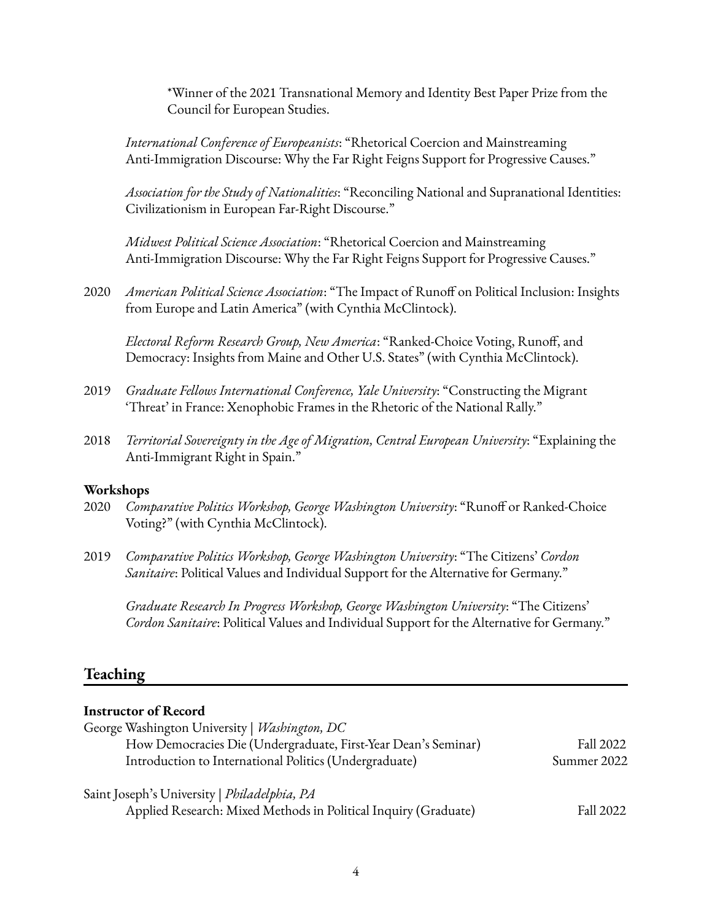*Winner of the 2021 Transnational Memory and Identity Best Paper Prize from the Council for European Studies.

*International Conference of Europeanists*: "Rhetorical Coercion and Mainstreaming Anti-Immigration Discourse: Why the Far Right Feigns Support for Progressive Causes."

*Association for the Study of Nationalities*: "Reconciling National and Supranational Identities: Civilizationism in European Far-Right Discourse."

*Midwest Political Science Association*: "Rhetorical Coercion and Mainstreaming Anti-Immigration Discourse: Why the Far Right Feigns Support for Progressive Causes."

2020 *American Political Science Association*: "The Impact of Runoff on Political Inclusion: Insights from Europe and Latin America" (with Cynthia McClintock).

*Electoral Reform Research Group, New America*: "Ranked-Choice Voting, Runoff, and Democracy: Insights from Maine and Other U.S. States" (with Cynthia McClintock).

2019 *Graduate Fellows International Conference, Yale University*: "Constructing the Migrant 'Threat' in France: Xenophobic Frames in the Rhetoric of the National Rally."

2018 *Territorial Sovereignty in the Age of Migration, Central European University*: "Explaining the Anti-Immigrant Right in Spain."

**Workshops**

2020 *Comparative Politics Workshop, George Washington University*: "Runoff or Ranked-Choice Voting?" (with Cynthia McClintock).

2019 *Comparative Politics Workshop, George Washington University*: "The Citizens' *Cordon Sanitaire*: Political Values and Individual Support for the Alternative for Germany."

*Graduate Research In Progress Workshop, George Washington University*: "The Citizens' *Cordon Sanitaire*: Political Values and Individual Support for the Alternative for Germany."

## Teaching

**Instructor of Record**

George Washington University | *Washington, DC*

- How Democracies Die (Undergraduate, First-Year Dean's Seminar) — Fall 2022
- Introduction to International Politics (Undergraduate) — Summer 2022

Saint Joseph's University | *Philadelphia, PA*

- Applied Research: Mixed Methods in Political Inquiry (Graduate) — Fall 2022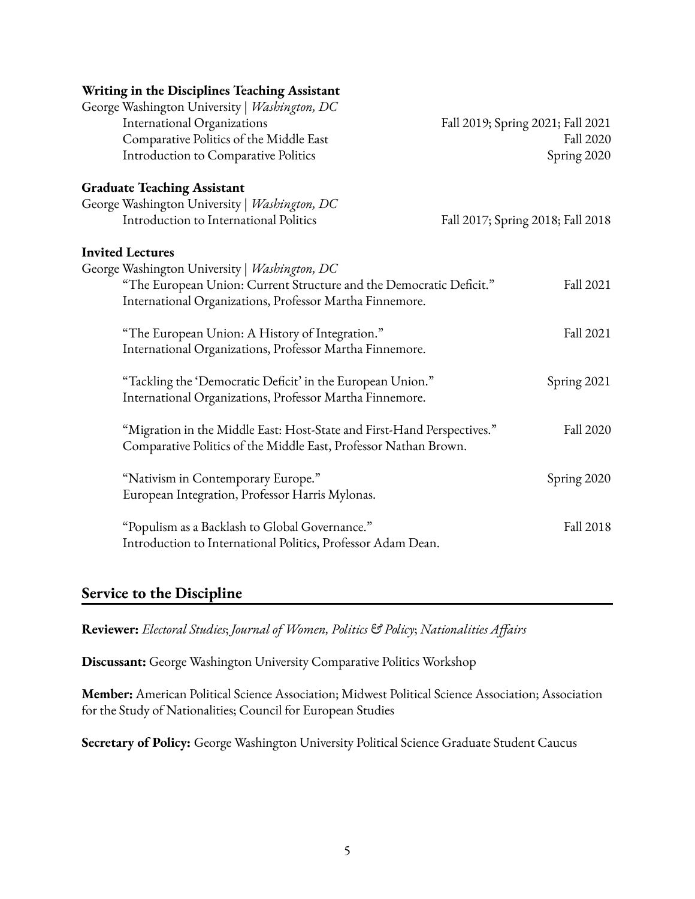**Writing in the Disciplines Teaching Assistant**

George Washington University | *Washington, DC*

International Organizations — Fall 2019; Spring 2021; Fall 2021

Comparative Politics of the Middle East — Fall 2020

Introduction to Comparative Politics — Spring 2020

**Graduate Teaching Assistant**

George Washington University | *Washington, DC*

Introduction to International Politics — Fall 2017; Spring 2018; Fall 2018

**Invited Lectures**

George Washington University | *Washington, DC*

"The European Union: Current Structure and the Democratic Deficit." — Fall 2021
International Organizations, Professor Martha Finnemore.

"The European Union: A History of Integration." — Fall 2021
International Organizations, Professor Martha Finnemore.

"Tackling the 'Democratic Deficit' in the European Union." — Spring 2021
International Organizations, Professor Martha Finnemore.

"Migration in the Middle East: Host-State and First-Hand Perspectives." — Fall 2020
Comparative Politics of the Middle East, Professor Nathan Brown.

"Nativism in Contemporary Europe." — Spring 2020
European Integration, Professor Harris Mylonas.

"Populism as a Backlash to Global Governance." — Fall 2018
Introduction to International Politics, Professor Adam Dean.

## Service to the Discipline

**Reviewer:** *Electoral Studies*; *Journal of Women, Politics & Policy*; *Nationalities Affairs*

**Discussant:** George Washington University Comparative Politics Workshop

**Member:** American Political Science Association; Midwest Political Science Association; Association for the Study of Nationalities; Council for European Studies

**Secretary of Policy:** George Washington University Political Science Graduate Student Caucus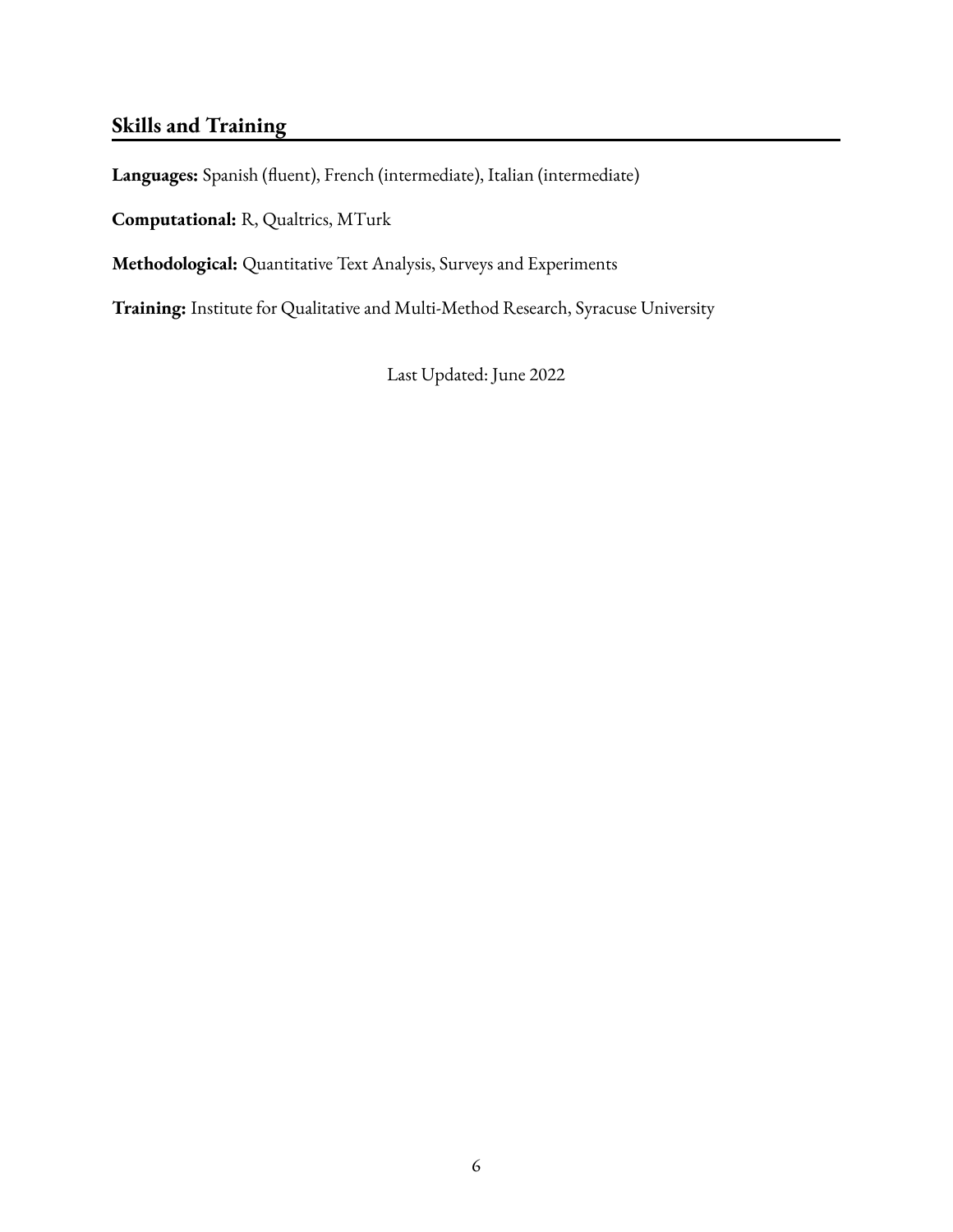## Skills and Training

**Languages:** Spanish (fluent), French (intermediate), Italian (intermediate)

**Computational:** R, Qualtrics, MTurk

**Methodological:** Quantitative Text Analysis, Surveys and Experiments

**Training:** Institute for Qualitative and Multi-Method Research, Syracuse University

Last Updated: June 2022